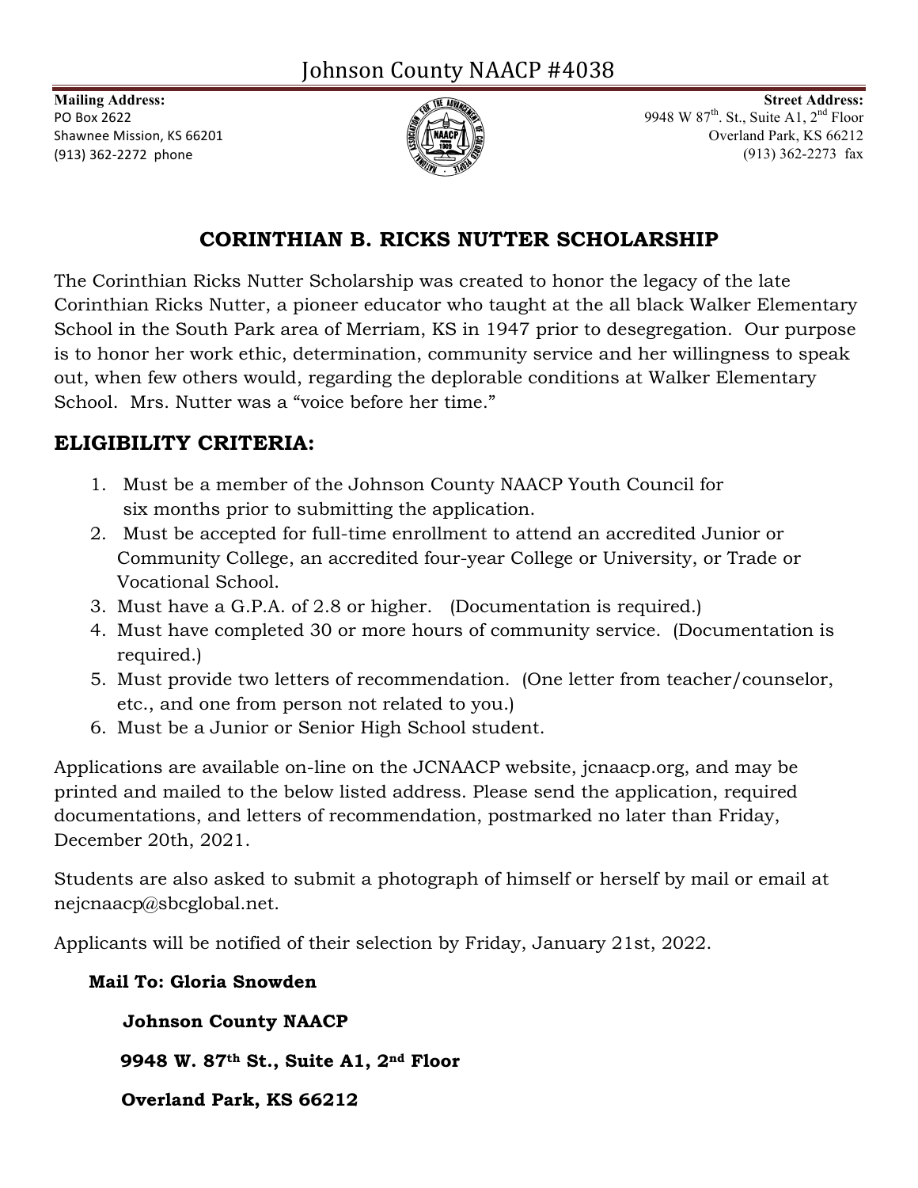# Johnson County NAACP #4038

**Mailing Address:**
PO Box 2622
Shawnee Mission, KS 66201
(913) 362-2272 phone

**Street Address:**
9948 W 87th. St., Suite A1, 2nd Floor
Overland Park, KS 66212
(913) 362-2273 fax

## CORINTHIAN B. RICKS NUTTER SCHOLARSHIP

The Corinthian Ricks Nutter Scholarship was created to honor the legacy of the late Corinthian Ricks Nutter, a pioneer educator who taught at the all black Walker Elementary School in the South Park area of Merriam, KS in 1947 prior to desegregation. Our purpose is to honor her work ethic, determination, community service and her willingness to speak out, when few others would, regarding the deplorable conditions at Walker Elementary School. Mrs. Nutter was a "voice before her time."

## ELIGIBILITY CRITERIA:

1. Must be a member of the Johnson County NAACP Youth Council for six months prior to submitting the application.
2. Must be accepted for full-time enrollment to attend an accredited Junior or Community College, an accredited four-year College or University, or Trade or Vocational School.
3. Must have a G.P.A. of 2.8 or higher. (Documentation is required.)
4. Must have completed 30 or more hours of community service. (Documentation is required.)
5. Must provide two letters of recommendation. (One letter from teacher/counselor, etc., and one from person not related to you.)
6. Must be a Junior or Senior High School student.

Applications are available on-line on the JCNAACP website, jcnaacp.org, and may be printed and mailed to the below listed address. Please send the application, required documentations, and letters of recommendation, postmarked no later than Friday, December 20th, 2021.

Students are also asked to submit a photograph of himself or herself by mail or email at nejcnaacp@sbcglobal.net.

Applicants will be notified of their selection by Friday, January 21st, 2022.

**Mail To: Gloria Snowden**

**Johnson County NAACP**

**9948 W. 87th St., Suite A1, 2nd Floor**

**Overland Park, KS 66212**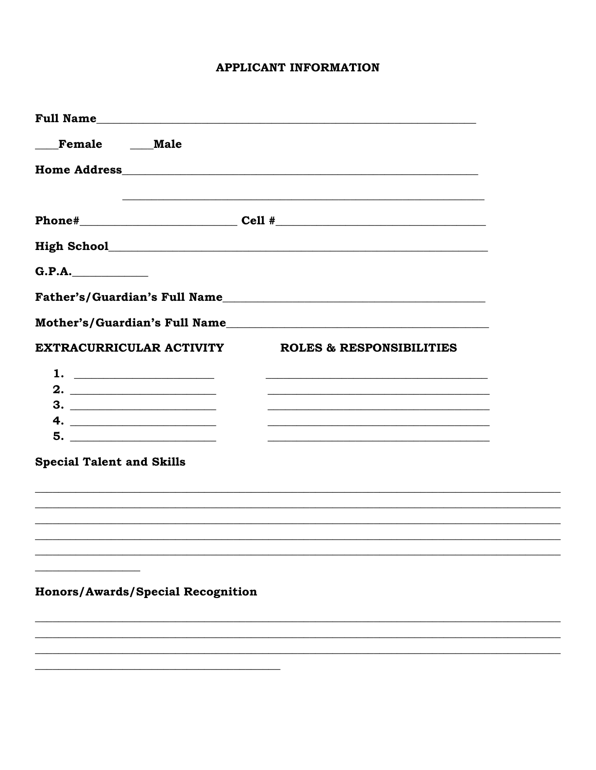## APPLICANT INFORMATION

**Full Name**_______________________________________________________________

____**Female** ____**Male**

**Home Address**___________________________________________________________

_______________________________________________________________

**Phone#**_________________________ **Cell #**__________________________________

**High School**_______________________________________________________________

**G.P.A.**____________

**Father's/Guardian's Full Name**___________________________________________

**Mother's/Guardian's Full Name**___________________________________________

| EXTRACURRICULAR ACTIVITY | ROLES & RESPONSIBILITIES |
|---|---|
| 1. ________________________ | ______________________________________ |
| 2. ________________________ | ______________________________________ |
| 3. ________________________ | ______________________________________ |
| 4. ________________________ | ______________________________________ |
| 5. ________________________ | ______________________________________ |

**Special Talent and Skills**

_____________________________________________________________________________________________
_____________________________________________________________________________________________
_____________________________________________________________________________________________
_____________________________________________________________________________________________
_____________________________________________________________________________________________
__________________

**Honors/Awards/Special Recognition**

_____________________________________________________________________________________________
_____________________________________________________________________________________________
_____________________________________________________________________________________________
__________________________________________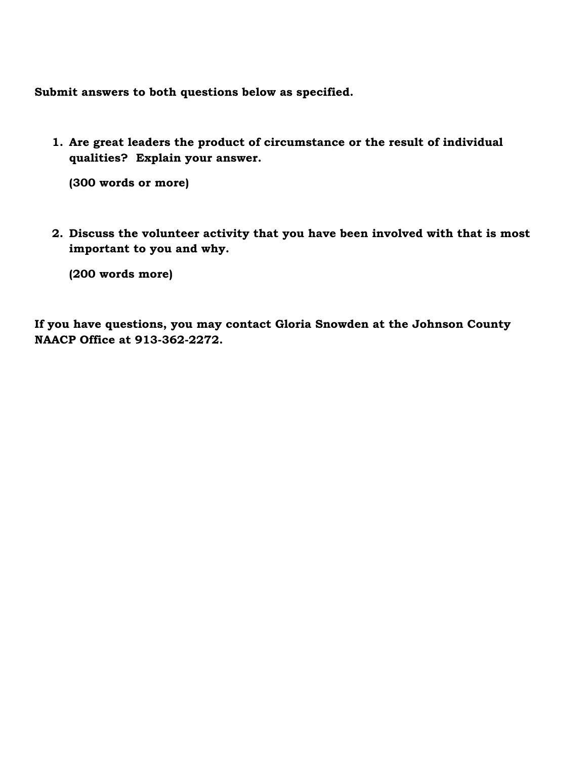**Submit answers to both questions below as specified.**

1. **Are great leaders the product of circumstance or the result of individual qualities? Explain your answer.**

   **(300 words or more)**

2. **Discuss the volunteer activity that you have been involved with that is most important to you and why.**

   **(200 words more)**

**If you have questions, you may contact Gloria Snowden at the Johnson County NAACP Office at 913-362-2272.**